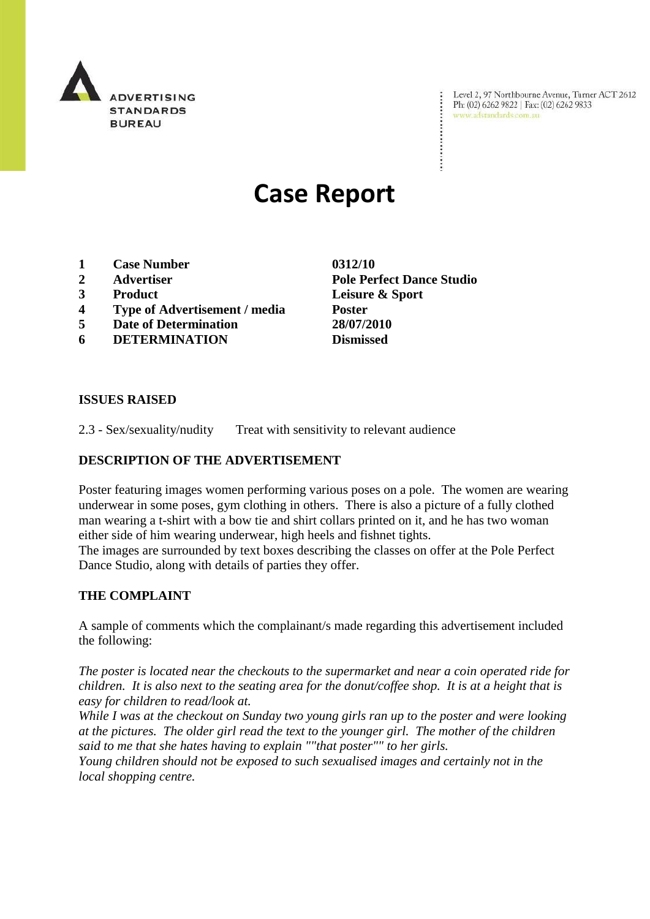ADVERTISING STANDARDS BUREAU

Level 2, 97 Northbourne Avenue, Turner ACT 2612
Ph: (02) 6262 9822 | Fax: (02) 6262 9833
www.adstandards.com.au

# Case Report

| | | |
|---|---|---|
| 1 | **Case Number** | **0312/10** |
| 2 | **Advertiser** | **Pole Perfect Dance Studio** |
| 3 | **Product** | **Leisure & Sport** |
| 4 | **Type of Advertisement / media** | **Poster** |
| 5 | **Date of Determination** | **28/07/2010** |
| 6 | **DETERMINATION** | **Dismissed** |

**ISSUES RAISED**

2.3 - Sex/sexuality/nudity  Treat with sensitivity to relevant audience

**DESCRIPTION OF THE ADVERTISEMENT**

Poster featuring images women performing various poses on a pole. The women are wearing underwear in some poses, gym clothing in others. There is also a picture of a fully clothed man wearing a t-shirt with a bow tie and shirt collars printed on it, and he has two woman either side of him wearing underwear, high heels and fishnet tights.
The images are surrounded by text boxes describing the classes on offer at the Pole Perfect Dance Studio, along with details of parties they offer.

**THE COMPLAINT**

A sample of comments which the complainant/s made regarding this advertisement included the following:

*The poster is located near the checkouts to the supermarket and near a coin operated ride for children. It is also next to the seating area for the donut/coffee shop. It is at a height that is easy for children to read/look at.*
*While I was at the checkout on Sunday two young girls ran up to the poster and were looking at the pictures. The older girl read the text to the younger girl. The mother of the children said to me that she hates having to explain ""that poster"" to her girls.*
*Young children should not be exposed to such sexualised images and certainly not in the local shopping centre.*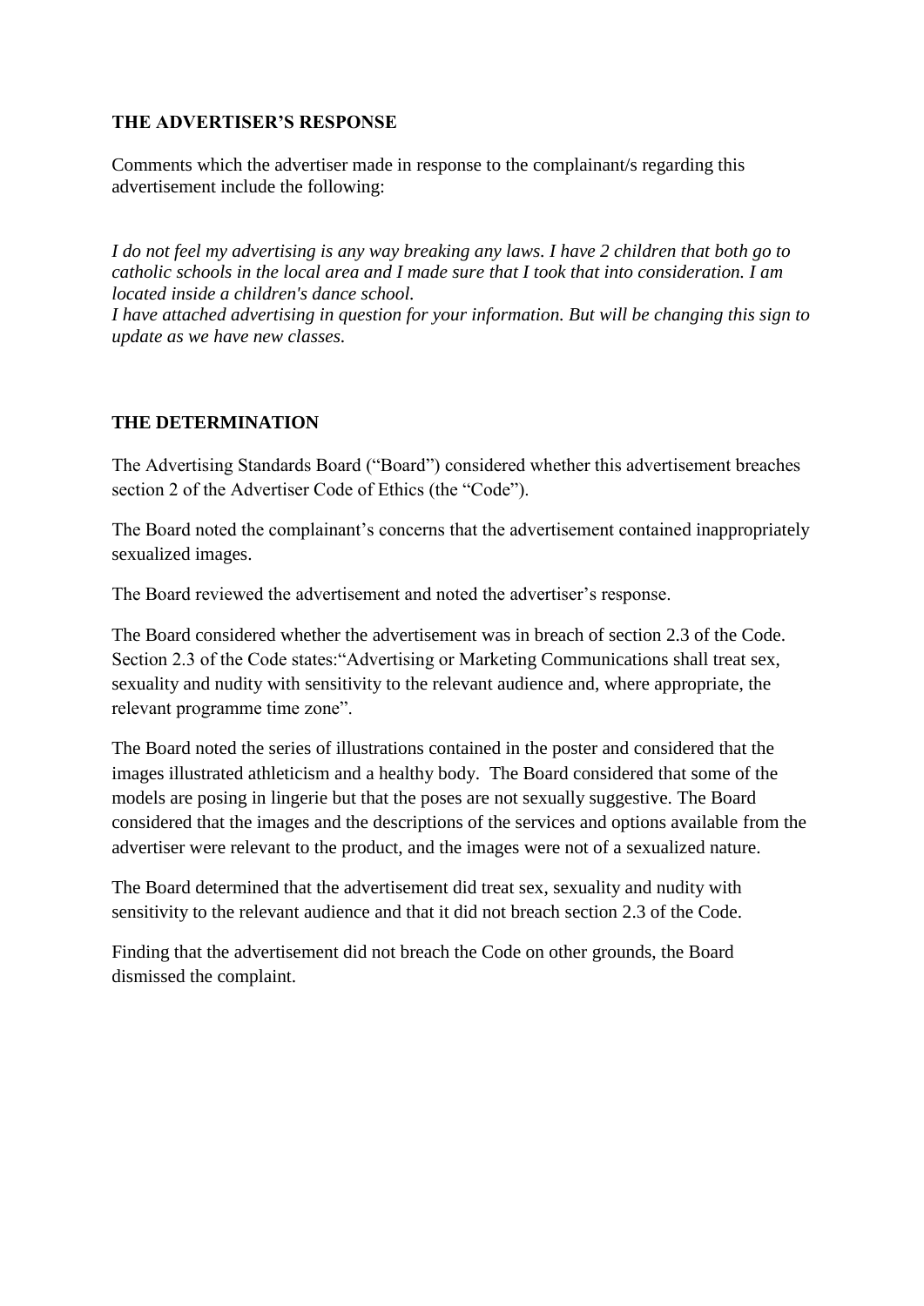## THE ADVERTISER'S RESPONSE

Comments which the advertiser made in response to the complainant/s regarding this advertisement include the following:

*I do not feel my advertising is any way breaking any laws. I have 2 children that both go to catholic schools in the local area and I made sure that I took that into consideration. I am located inside a children's dance school.*
*I have attached advertising in question for your information. But will be changing this sign to update as we have new classes.*

## THE DETERMINATION

The Advertising Standards Board ("Board") considered whether this advertisement breaches section 2 of the Advertiser Code of Ethics (the "Code").

The Board noted the complainant's concerns that the advertisement contained inappropriately sexualized images.

The Board reviewed the advertisement and noted the advertiser's response.

The Board considered whether the advertisement was in breach of section 2.3 of the Code. Section 2.3 of the Code states:"Advertising or Marketing Communications shall treat sex, sexuality and nudity with sensitivity to the relevant audience and, where appropriate, the relevant programme time zone".

The Board noted the series of illustrations contained in the poster and considered that the images illustrated athleticism and a healthy body. The Board considered that some of the models are posing in lingerie but that the poses are not sexually suggestive. The Board considered that the images and the descriptions of the services and options available from the advertiser were relevant to the product, and the images were not of a sexualized nature.

The Board determined that the advertisement did treat sex, sexuality and nudity with sensitivity to the relevant audience and that it did not breach section 2.3 of the Code.

Finding that the advertisement did not breach the Code on other grounds, the Board dismissed the complaint.